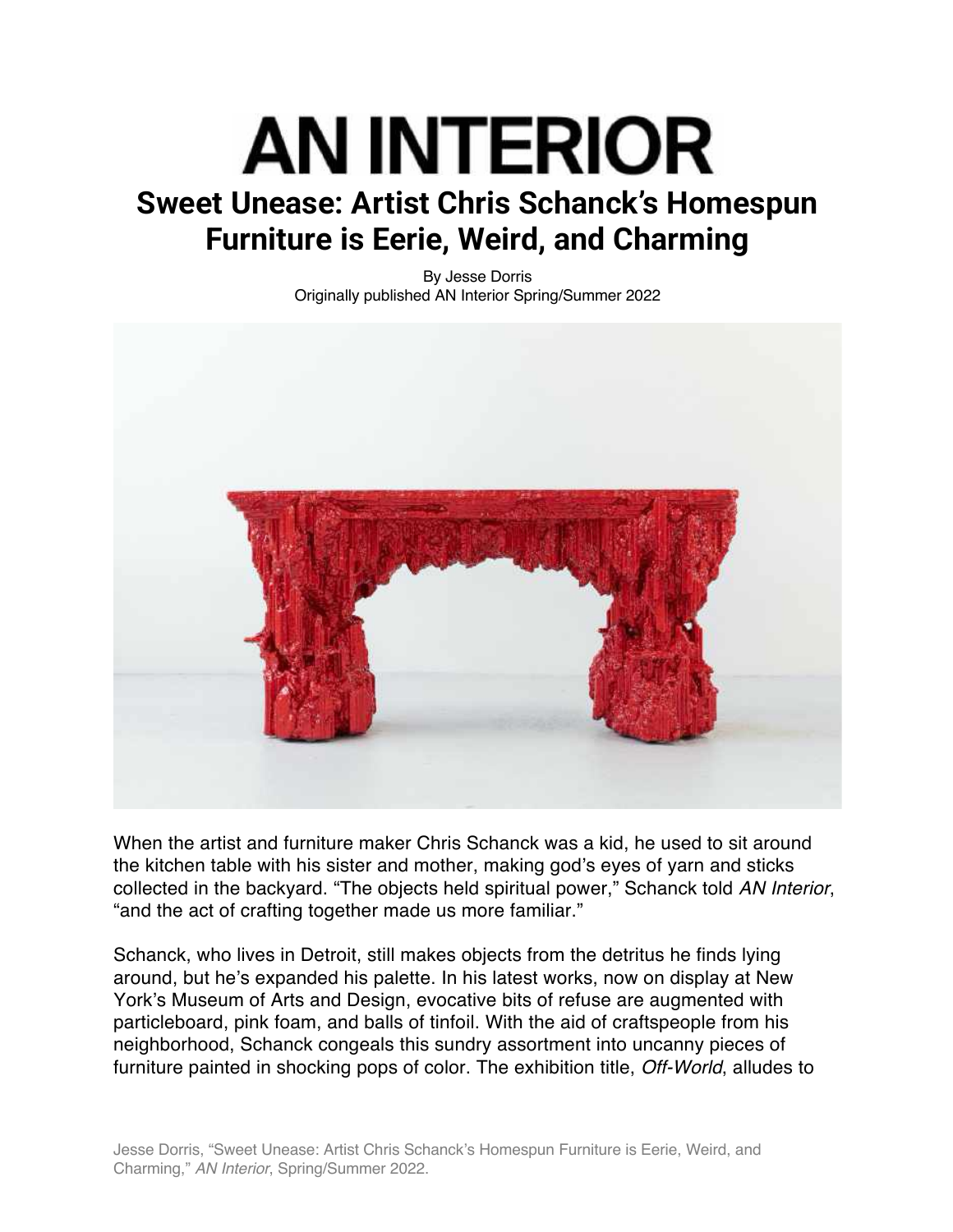# AN INTERIOR

## Sweet Unease: Artist Chris Schanck's Homespun Furniture is Eerie, Weird, and Charming

By Jesse Dorris
Originally published AN Interior Spring/Summer 2022

When the artist and furniture maker Chris Schanck was a kid, he used to sit around the kitchen table with his sister and mother, making god's eyes of yarn and sticks collected in the backyard. "The objects held spiritual power," Schanck told *AN Interior*, "and the act of crafting together made us more familiar."

Schanck, who lives in Detroit, still makes objects from the detritus he finds lying around, but he's expanded his palette. In his latest works, now on display at New York's Museum of Arts and Design, evocative bits of refuse are augmented with particleboard, pink foam, and balls of tinfoil. With the aid of craftspeople from his neighborhood, Schanck congeals this sundry assortment into uncanny pieces of furniture painted in shocking pops of color. The exhibition title, *Off-World*, alludes to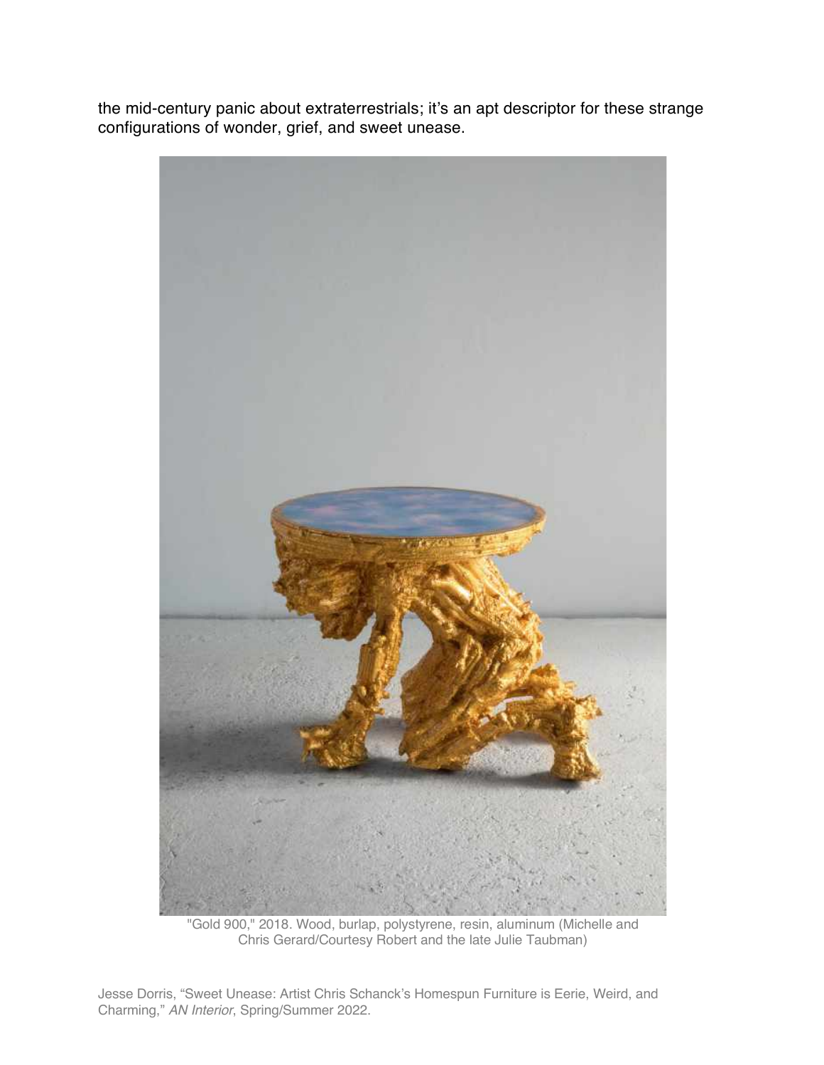the mid-century panic about extraterrestrials; it's an apt descriptor for these strange configurations of wonder, grief, and sweet unease.

"Gold 900," 2018. Wood, burlap, polystyrene, resin, aluminum (Michelle and Chris Gerard/Courtesy Robert and the late Julie Taubman)

Jesse Dorris, "Sweet Unease: Artist Chris Schanck's Homespun Furniture is Eerie, Weird, and Charming," *AN Interior*, Spring/Summer 2022.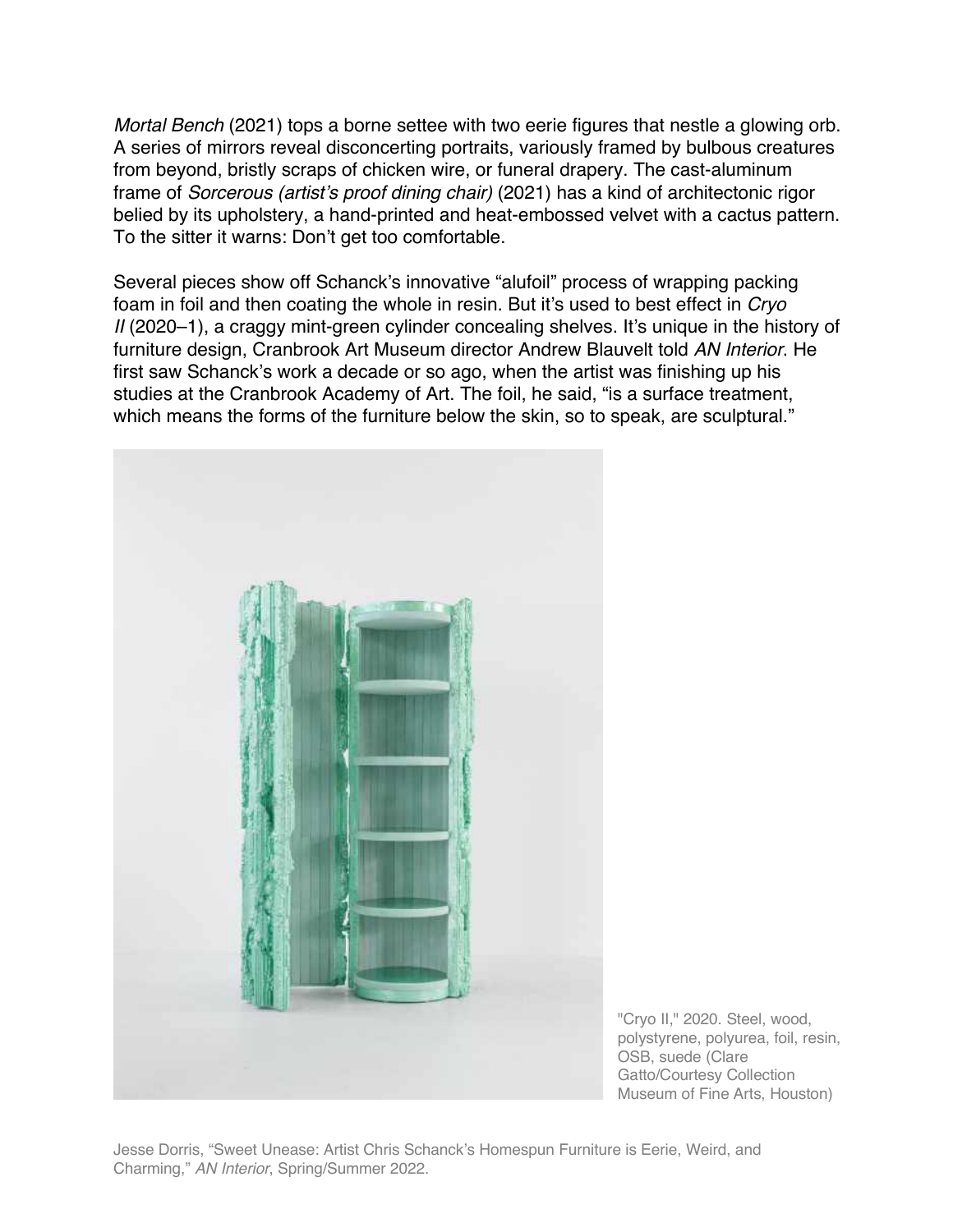*Mortal Bench* (2021) tops a borne settee with two eerie figures that nestle a glowing orb. A series of mirrors reveal disconcerting portraits, variously framed by bulbous creatures from beyond, bristly scraps of chicken wire, or funeral drapery. The cast-aluminum frame of *Sorcerous (artist's proof dining chair)* (2021) has a kind of architectonic rigor belied by its upholstery, a hand-printed and heat-embossed velvet with a cactus pattern. To the sitter it warns: Don't get too comfortable.

Several pieces show off Schanck's innovative "alufoil" process of wrapping packing foam in foil and then coating the whole in resin. But it's used to best effect in *Cryo II* (2020–1), a craggy mint-green cylinder concealing shelves. It's unique in the history of furniture design, Cranbrook Art Museum director Andrew Blauvelt told *AN Interior*. He first saw Schanck's work a decade or so ago, when the artist was finishing up his studies at the Cranbrook Academy of Art. The foil, he said, "is a surface treatment, which means the forms of the furniture below the skin, so to speak, are sculptural."

"Cryo II," 2020. Steel, wood, polystyrene, polyurea, foil, resin, OSB, suede (Clare Gatto/Courtesy Collection Museum of Fine Arts, Houston)

Jesse Dorris, "Sweet Unease: Artist Chris Schanck's Homespun Furniture is Eerie, Weird, and Charming," *AN Interior*, Spring/Summer 2022.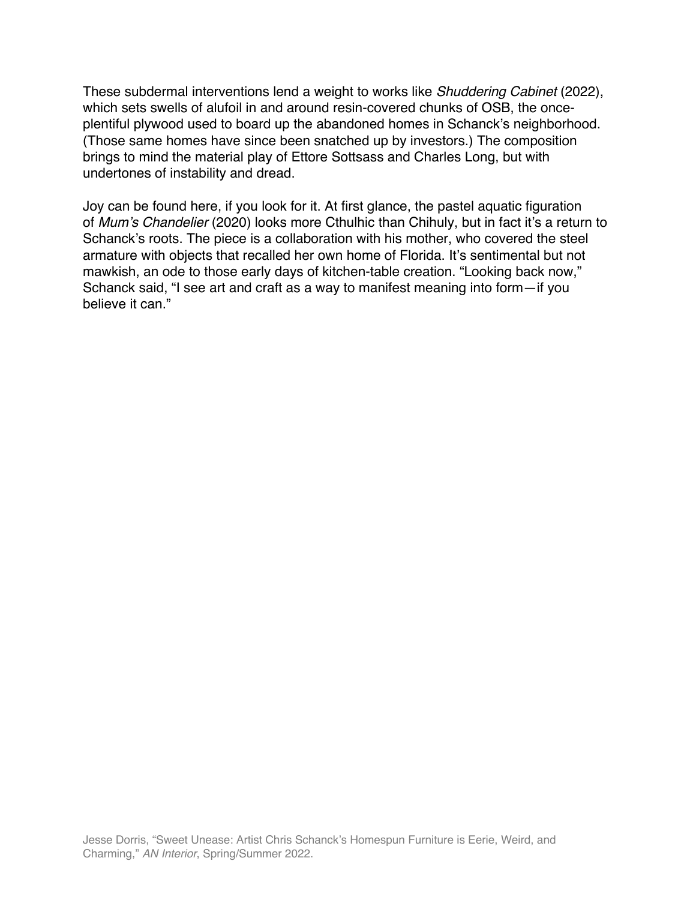These subdermal interventions lend a weight to works like *Shuddering Cabinet* (2022), which sets swells of alufoil in and around resin-covered chunks of OSB, the once-plentiful plywood used to board up the abandoned homes in Schanck's neighborhood. (Those same homes have since been snatched up by investors.) The composition brings to mind the material play of Ettore Sottsass and Charles Long, but with undertones of instability and dread.

Joy can be found here, if you look for it. At first glance, the pastel aquatic figuration of *Mum's Chandelier* (2020) looks more Cthulhic than Chihuly, but in fact it's a return to Schanck's roots. The piece is a collaboration with his mother, who covered the steel armature with objects that recalled her own home of Florida. It's sentimental but not mawkish, an ode to those early days of kitchen-table creation. "Looking back now," Schanck said, "I see art and craft as a way to manifest meaning into form—if you believe it can."

Jesse Dorris, "Sweet Unease: Artist Chris Schanck's Homespun Furniture is Eerie, Weird, and Charming," *AN Interior*, Spring/Summer 2022.